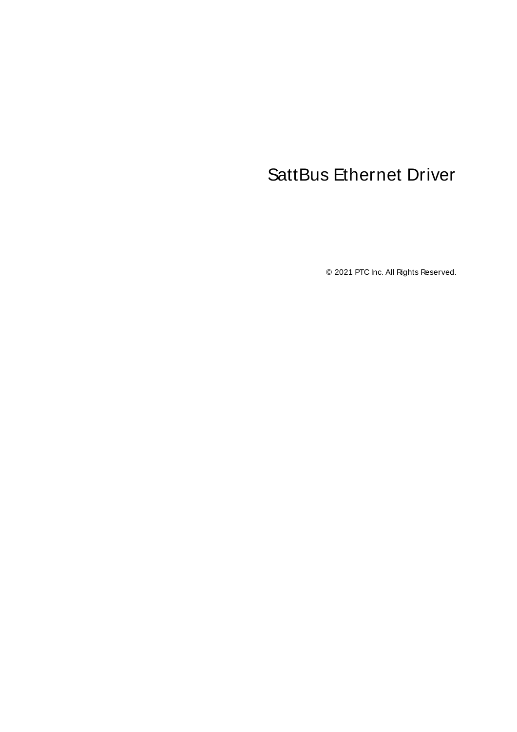# SattBus Ethernet Driver

© 2021 PTC Inc. All Rights Reserved.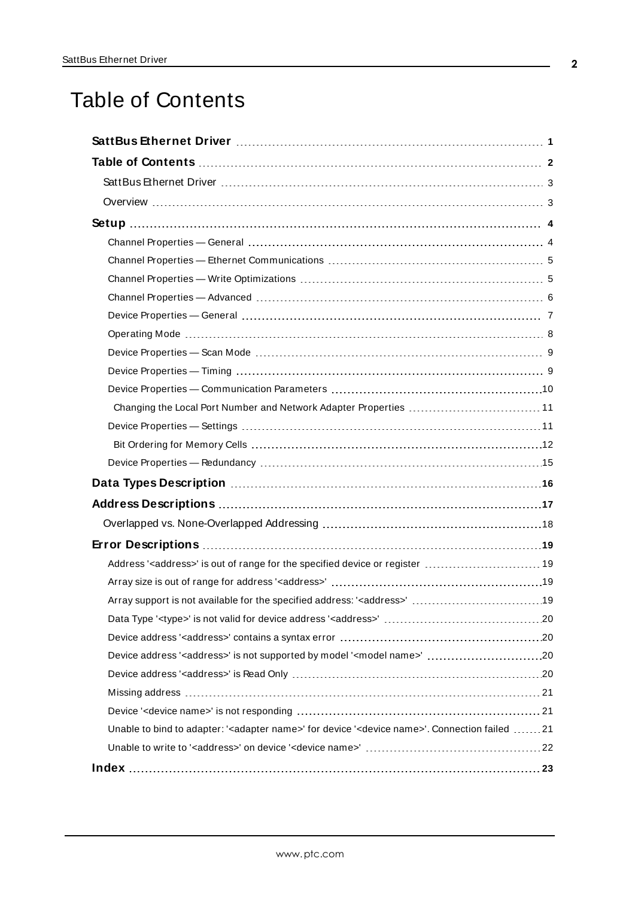# Table of Contents

**SattBus Ethernet Driver** 1

**Table of Contents** 2

SattBus Ethernet Driver 3

Overview 3

**Setup** 4

- Channel Properties — General 4
- Channel Properties — Ethernet Communications 5
- Channel Properties — Write Optimizations 5
- Channel Properties — Advanced 6
- Device Properties — General 7
- Operating Mode 8
- Device Properties — Scan Mode 9
- Device Properties — Timing 9
- Device Properties — Communication Parameters 10
  - Changing the Local Port Number and Network Adapter Properties 11
- Device Properties — Settings 11
  - Bit Ordering for Memory Cells 12
- Device Properties — Redundancy 15

**Data Types Description** 16

**Address Descriptions** 17

Overlapped vs. None-Overlapped Addressing 18

**Error Descriptions** 19

- Address '<address>' is out of range for the specified device or register 19
- Array size is out of range for address '<address>' 19
- Array support is not available for the specified address: '<address>' 19
- Data Type '<type>' is not valid for device address '<address>' 20
- Device address '<address>' contains a syntax error 20
- Device address '<address>' is not supported by model '<model name>' 20
- Device address '<address>' is Read Only 20
- Missing address 21
- Device '<device name>' is not responding 21
- Unable to bind to adapter: '<adapter name>' for device '<device name>'. Connection failed 21
- Unable to write to '<address>' on device '<device name>' 22

**Index** 23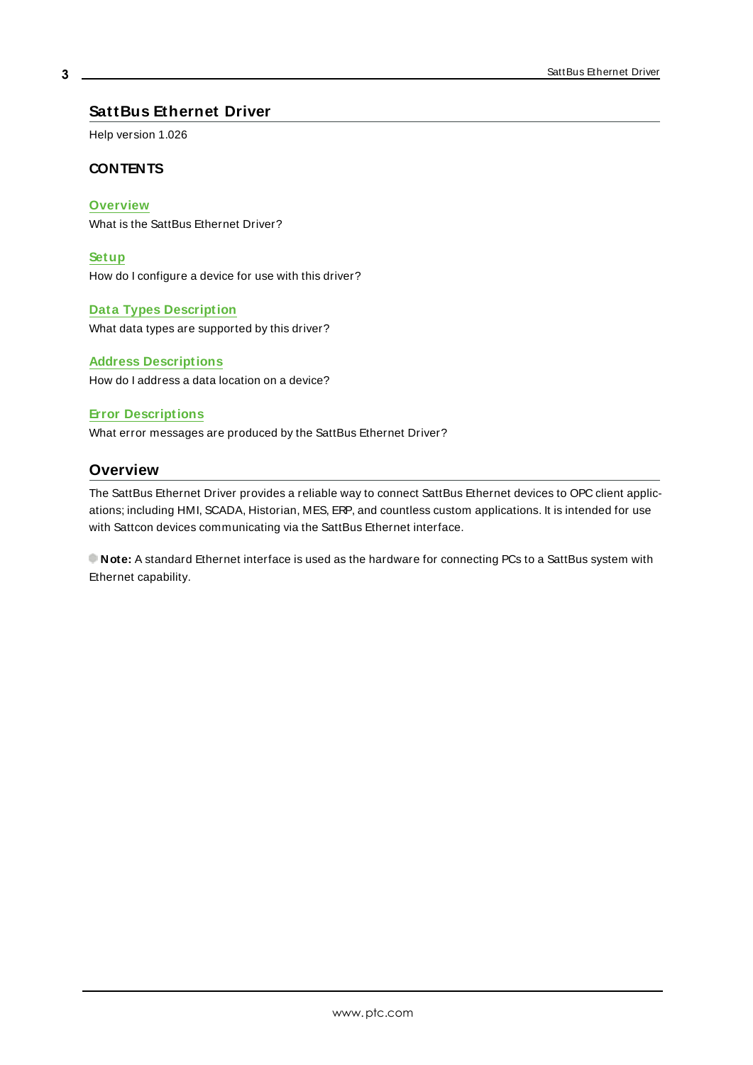# SattBus Ethernet Driver

Help version 1.026

### CONTENTS

**Overview**
What is the SattBus Ethernet Driver?

**Setup**
How do I configure a device for use with this driver?

**Data Types Description**
What data types are supported by this driver?

**Address Descriptions**
How do I address a data location on a device?

**Error Descriptions**
What error messages are produced by the SattBus Ethernet Driver?

## Overview

The SattBus Ethernet Driver provides a reliable way to connect SattBus Ethernet devices to OPC client applications; including HMI, SCADA, Historian, MES, ERP, and countless custom applications. It is intended for use with Sattcon devices communicating via the SattBus Ethernet interface.

**Note:** A standard Ethernet interface is used as the hardware for connecting PCs to a SattBus system with Ethernet capability.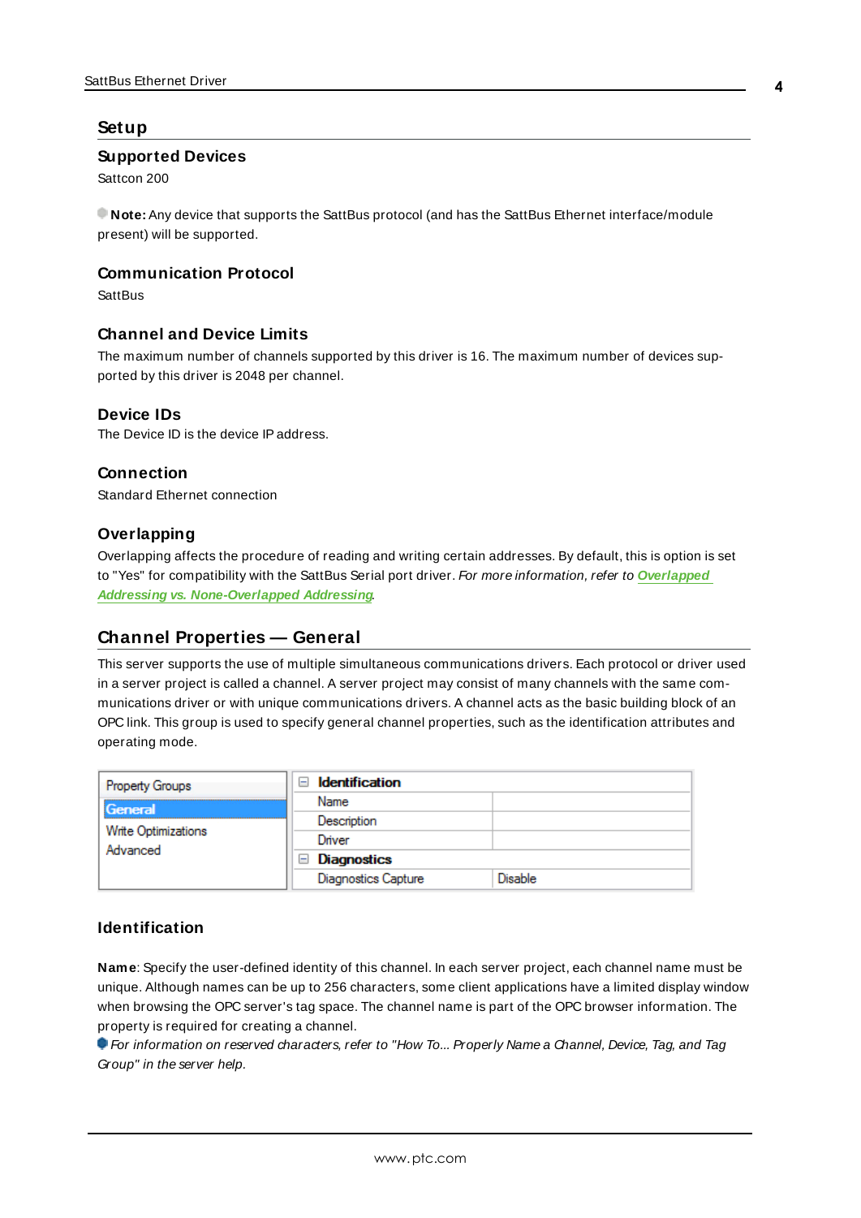# Setup

## Supported Devices

Sattcon 200

**Note:** Any device that supports the SattBus protocol (and has the SattBus Ethernet interface/module present) will be supported.

## Communication Protocol

SattBus

## Channel and Device Limits

The maximum number of channels supported by this driver is 16. The maximum number of devices supported by this driver is 2048 per channel.

## Device IDs

The Device ID is the device IP address.

## Connection

Standard Ethernet connection

## Overlapping

Overlapping affects the procedure of reading and writing certain addresses. By default, this is option is set to "Yes" for compatibility with the SattBus Serial port driver. *For more information, refer to* ***Overlapped Addressing vs. None-Overlapped Addressing***.

# Channel Properties — General

This server supports the use of multiple simultaneous communications drivers. Each protocol or driver used in a server project is called a channel. A server project may consist of many channels with the same communications driver or with unique communications drivers. A channel acts as the basic building block of an OPC link. This group is used to specify general channel properties, such as the identification attributes and operating mode.

| Property Groups | | |
|---|---|---|
| **General** | **Identification** | |
| Write Optimizations | Name | |
| Advanced | Description | |
| | Driver | |
| | **Diagnostics** | |
| | Diagnostics Capture | Disable |

## Identification

**Name**: Specify the user-defined identity of this channel. In each server project, each channel name must be unique. Although names can be up to 256 characters, some client applications have a limited display window when browsing the OPC server's tag space. The channel name is part of the OPC browser information. The property is required for creating a channel.

*For information on reserved characters, refer to "How To... Properly Name a Channel, Device, Tag, and Tag Group" in the server help.*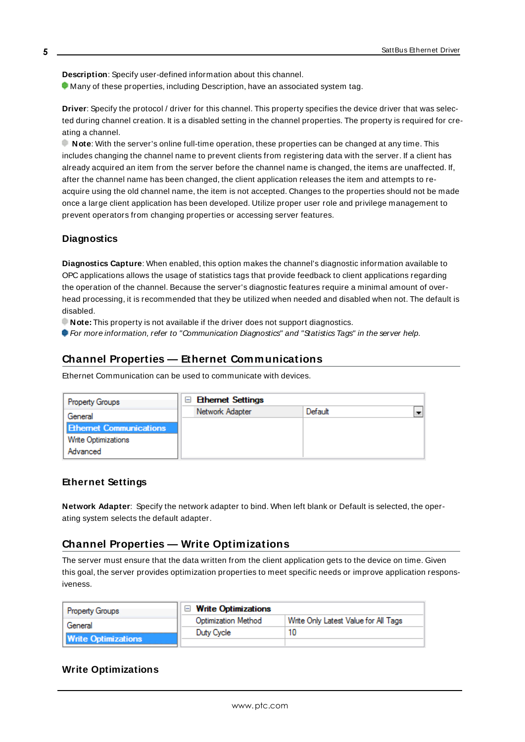**Description**: Specify user-defined information about this channel.
Many of these properties, including Description, have an associated system tag.

**Driver**: Specify the protocol / driver for this channel. This property specifies the device driver that was selected during channel creation. It is a disabled setting in the channel properties. The property is required for creating a channel.
**Note**: With the server's online full-time operation, these properties can be changed at any time. This includes changing the channel name to prevent clients from registering data with the server. If a client has already acquired an item from the server before the channel name is changed, the items are unaffected. If, after the channel name has been changed, the client application releases the item and attempts to re-acquire using the old channel name, the item is not accepted. Changes to the properties should not be made once a large client application has been developed. Utilize proper user role and privilege management to prevent operators from changing properties or accessing server features.

### Diagnostics

**Diagnostics Capture**: When enabled, this option makes the channel's diagnostic information available to OPC applications allows the usage of statistics tags that provide feedback to client applications regarding the operation of the channel. Because the server's diagnostic features require a minimal amount of overhead processing, it is recommended that they be utilized when needed and disabled when not. The default is disabled.
**Note:** This property is not available if the driver does not support diagnostics.
*For more information, refer to "Communication Diagnostics" and "Statistics Tags" in the server help.*

## Channel Properties — Ethernet Communications

Ethernet Communication can be used to communicate with devices.

| Property Groups | Ethernet Settings | |
|---|---|---|
| General | Network Adapter | Default |
| Ethernet Communications | | |
| Write Optimizations | | |
| Advanced | | |

### Ethernet Settings

**Network Adapter**: Specify the network adapter to bind. When left blank or Default is selected, the operating system selects the default adapter.

## Channel Properties — Write Optimizations

The server must ensure that the data written from the client application gets to the device on time. Given this goal, the server provides optimization properties to meet specific needs or improve application responsiveness.

| Property Groups | Write Optimizations | |
|---|---|---|
| General | Optimization Method | Write Only Latest Value for All Tags |
| Write Optimizations | Duty Cycle | 10 |

### Write Optimizations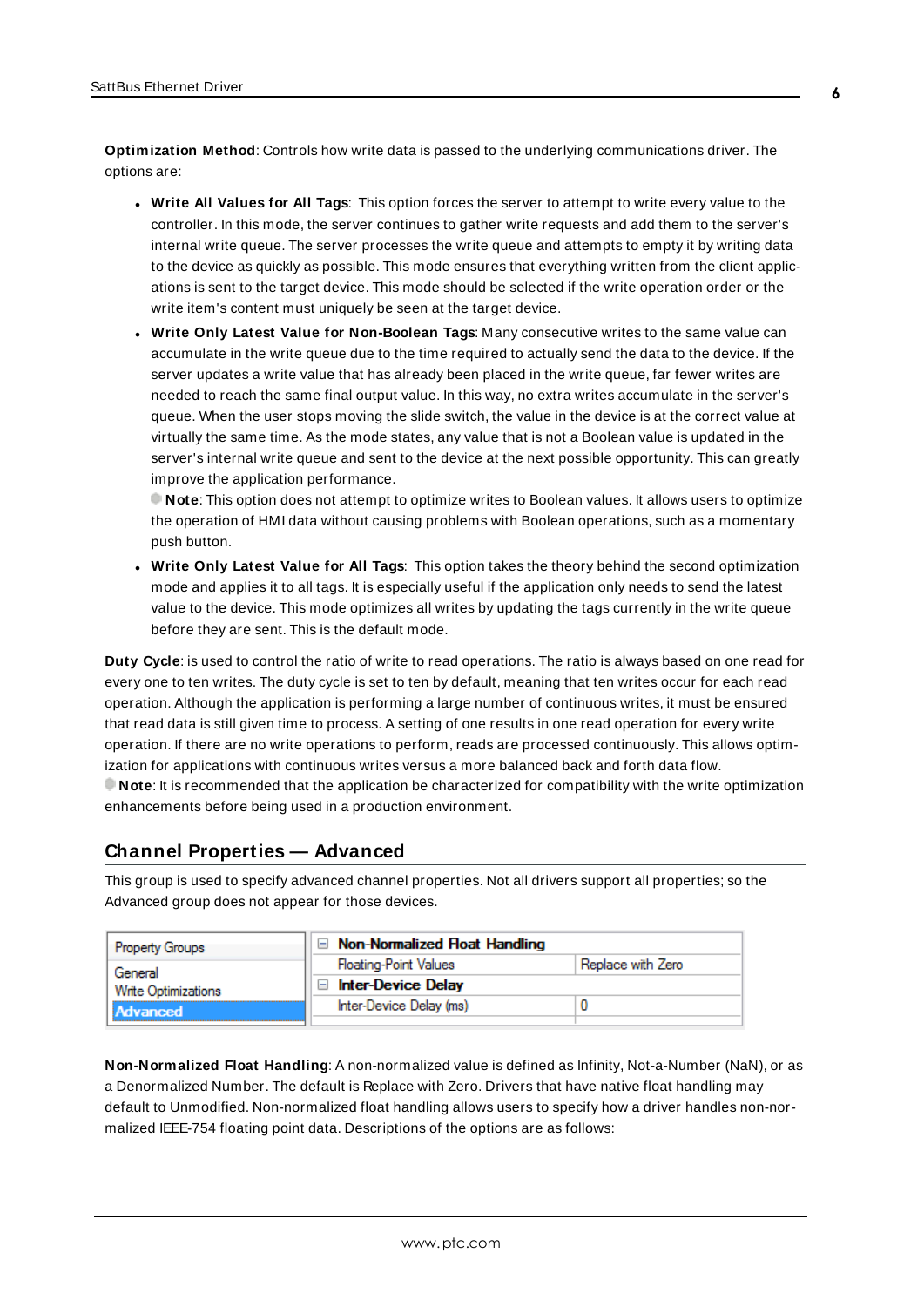**Optimization Method**: Controls how write data is passed to the underlying communications driver. The options are:

- **Write All Values for All Tags**: This option forces the server to attempt to write every value to the controller. In this mode, the server continues to gather write requests and add them to the server's internal write queue. The server processes the write queue and attempts to empty it by writing data to the device as quickly as possible. This mode ensures that everything written from the client applications is sent to the target device. This mode should be selected if the write operation order or the write item's content must uniquely be seen at the target device.
- **Write Only Latest Value for Non-Boolean Tags**: Many consecutive writes to the same value can accumulate in the write queue due to the time required to actually send the data to the device. If the server updates a write value that has already been placed in the write queue, far fewer writes are needed to reach the same final output value. In this way, no extra writes accumulate in the server's queue. When the user stops moving the slide switch, the value in the device is at the correct value at virtually the same time. As the mode states, any value that is not a Boolean value is updated in the server's internal write queue and sent to the device at the next possible opportunity. This can greatly improve the application performance.
  **Note**: This option does not attempt to optimize writes to Boolean values. It allows users to optimize the operation of HMI data without causing problems with Boolean operations, such as a momentary push button.
- **Write Only Latest Value for All Tags**: This option takes the theory behind the second optimization mode and applies it to all tags. It is especially useful if the application only needs to send the latest value to the device. This mode optimizes all writes by updating the tags currently in the write queue before they are sent. This is the default mode.

**Duty Cycle**: is used to control the ratio of write to read operations. The ratio is always based on one read for every one to ten writes. The duty cycle is set to ten by default, meaning that ten writes occur for each read operation. Although the application is performing a large number of continuous writes, it must be ensured that read data is still given time to process. A setting of one results in one read operation for every write operation. If there are no write operations to perform, reads are processed continuously. This allows optimization for applications with continuous writes versus a more balanced back and forth data flow.
**Note**: It is recommended that the application be characterized for compatibility with the write optimization enhancements before being used in a production environment.

## Channel Properties — Advanced

This group is used to specify advanced channel properties. Not all drivers support all properties; so the Advanced group does not appear for those devices.

| Property Groups | | |
|---|---|---|
| General | **Non-Normalized Float Handling** | |
| Write Optimizations | Floating-Point Values | Replace with Zero |
| **Advanced** | **Inter-Device Delay** | |
| | Inter-Device Delay (ms) | 0 |

**Non-Normalized Float Handling**: A non-normalized value is defined as Infinity, Not-a-Number (NaN), or as a Denormalized Number. The default is Replace with Zero. Drivers that have native float handling may default to Unmodified. Non-normalized float handling allows users to specify how a driver handles non-normalized IEEE-754 floating point data. Descriptions of the options are as follows: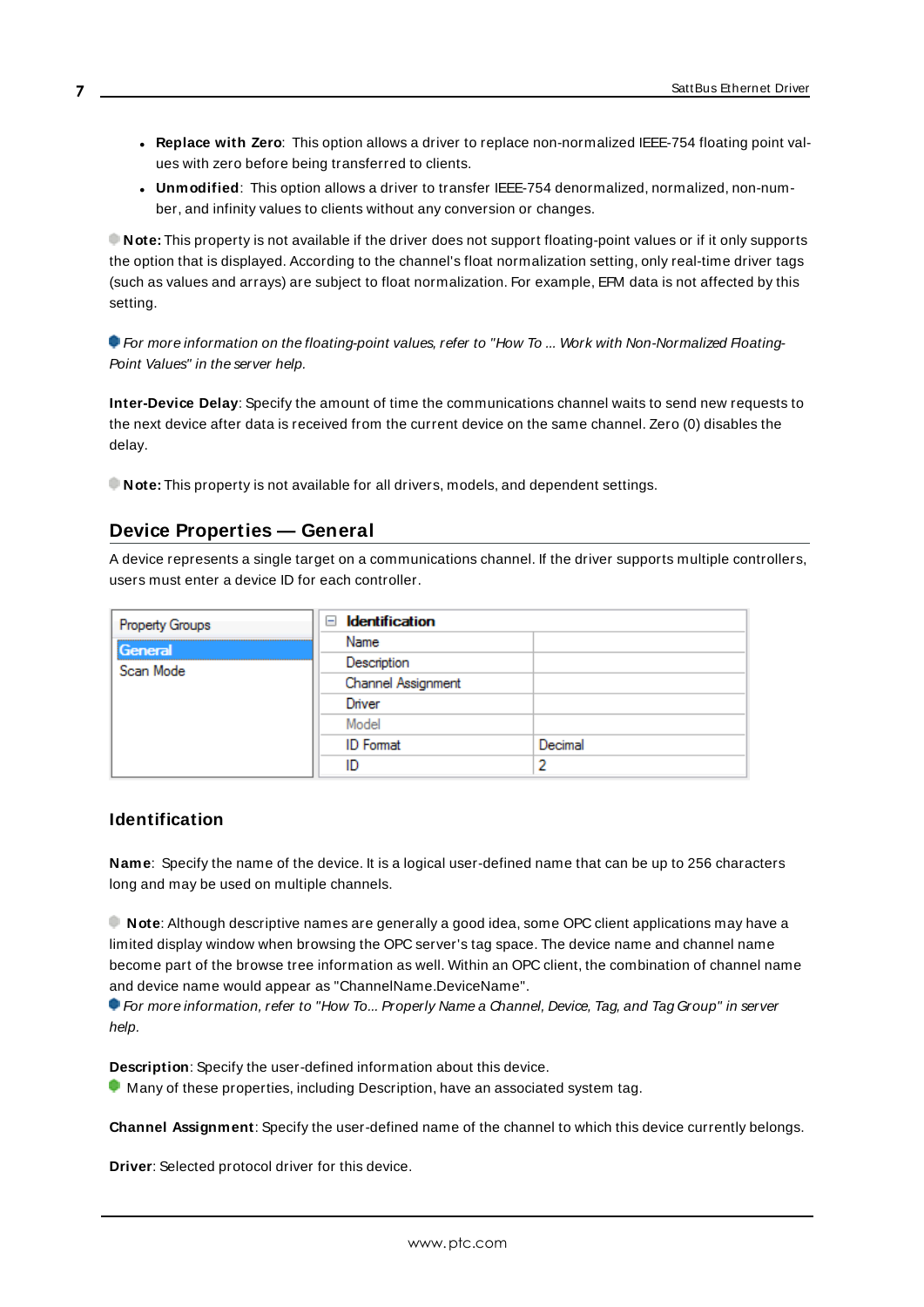- **Replace with Zero**: This option allows a driver to replace non-normalized IEEE-754 floating point values with zero before being transferred to clients.
- **Unmodified**: This option allows a driver to transfer IEEE-754 denormalized, normalized, non-number, and infinity values to clients without any conversion or changes.

**Note:** This property is not available if the driver does not support floating-point values or if it only supports the option that is displayed. According to the channel's float normalization setting, only real-time driver tags (such as values and arrays) are subject to float normalization. For example, EFM data is not affected by this setting.

*For more information on the floating-point values, refer to "How To ... Work with Non-Normalized Floating-Point Values" in the server help.*

**Inter-Device Delay**: Specify the amount of time the communications channel waits to send new requests to the next device after data is received from the current device on the same channel. Zero (0) disables the delay.

**Note:** This property is not available for all drivers, models, and dependent settings.

## Device Properties — General

A device represents a single target on a communications channel. If the driver supports multiple controllers, users must enter a device ID for each controller.

| Property Groups | Identification | |
|---|---|---|
| **General** | Name | |
| Scan Mode | Description | |
| | Channel Assignment | |
| | Driver | |
| | Model | |
| | ID Format | Decimal |
| | ID | 2 |

### Identification

**Name**: Specify the name of the device. It is a logical user-defined name that can be up to 256 characters long and may be used on multiple channels.

**Note**: Although descriptive names are generally a good idea, some OPC client applications may have a limited display window when browsing the OPC server's tag space. The device name and channel name become part of the browse tree information as well. Within an OPC client, the combination of channel name and device name would appear as "ChannelName.DeviceName".

*For more information, refer to "How To... Properly Name a Channel, Device, Tag, and Tag Group" in server help.*

**Description**: Specify the user-defined information about this device.

Many of these properties, including Description, have an associated system tag.

**Channel Assignment**: Specify the user-defined name of the channel to which this device currently belongs.

**Driver**: Selected protocol driver for this device.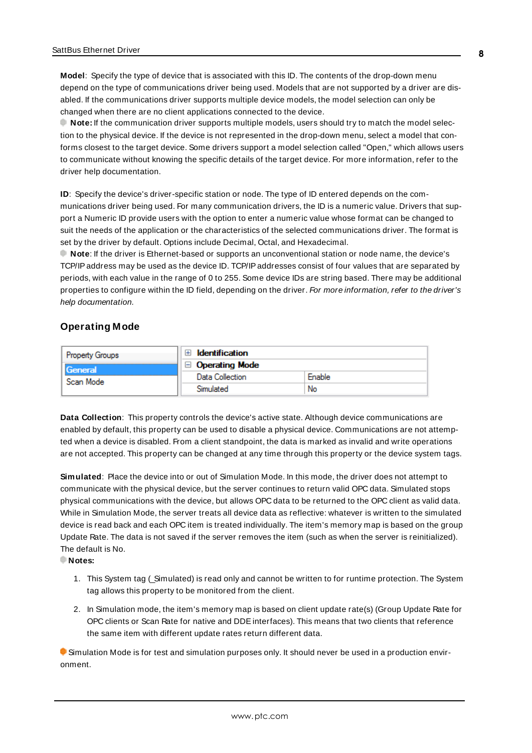**Model**: Specify the type of device that is associated with this ID. The contents of the drop-down menu depend on the type of communications driver being used. Models that are not supported by a driver are disabled. If the communications driver supports multiple device models, the model selection can only be changed when there are no client applications connected to the device.

**Note:** If the communication driver supports multiple models, users should try to match the model selection to the physical device. If the device is not represented in the drop-down menu, select a model that conforms closest to the target device. Some drivers support a model selection called "Open," which allows users to communicate without knowing the specific details of the target device. For more information, refer to the driver help documentation.

**ID**: Specify the device's driver-specific station or node. The type of ID entered depends on the communications driver being used. For many communication drivers, the ID is a numeric value. Drivers that support a Numeric ID provide users with the option to enter a numeric value whose format can be changed to suit the needs of the application or the characteristics of the selected communications driver. The format is set by the driver by default. Options include Decimal, Octal, and Hexadecimal.

**Note**: If the driver is Ethernet-based or supports an unconventional station or node name, the device's TCP/IP address may be used as the device ID. TCP/IP addresses consist of four values that are separated by periods, with each value in the range of 0 to 255. Some device IDs are string based. There may be additional properties to configure within the ID field, depending on the driver. *For more information, refer to the driver's help documentation.*

## Operating Mode

| Property Groups | Operating Mode | |
|---|---|---|
| General | Data Collection | Enable |
| Scan Mode | Simulated | No |

**Data Collection**: This property controls the device's active state. Although device communications are enabled by default, this property can be used to disable a physical device. Communications are not attempted when a device is disabled. From a client standpoint, the data is marked as invalid and write operations are not accepted. This property can be changed at any time through this property or the device system tags.

**Simulated**: Place the device into or out of Simulation Mode. In this mode, the driver does not attempt to communicate with the physical device, but the server continues to return valid OPC data. Simulated stops physical communications with the device, but allows OPC data to be returned to the OPC client as valid data. While in Simulation Mode, the server treats all device data as reflective: whatever is written to the simulated device is read back and each OPC item is treated individually. The item's memory map is based on the group Update Rate. The data is not saved if the server removes the item (such as when the server is reinitialized). The default is No.

**Notes:**

1. This System tag (_Simulated) is read only and cannot be written to for runtime protection. The System tag allows this property to be monitored from the client.
2. In Simulation mode, the item's memory map is based on client update rate(s) (Group Update Rate for OPC clients or Scan Rate for native and DDE interfaces). This means that two clients that reference the same item with different update rates return different data.

Simulation Mode is for test and simulation purposes only. It should never be used in a production environment.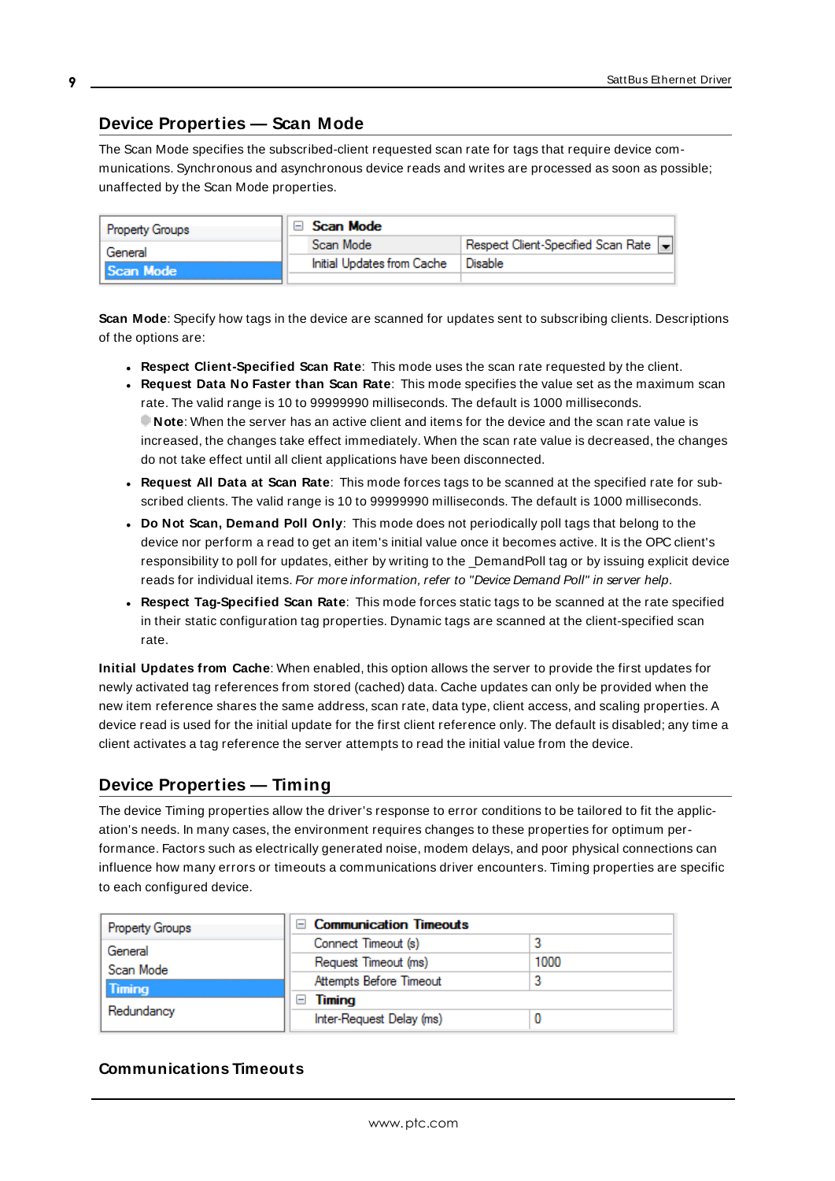## Device Properties — Scan Mode

The Scan Mode specifies the subscribed-client requested scan rate for tags that require device communications. Synchronous and asynchronous device reads and writes are processed as soon as possible; unaffected by the Scan Mode properties.

| Property Groups | Scan Mode | |
|---|---|---|
| General | Scan Mode | Respect Client-Specified Scan Rate |
| **Scan Mode** | Initial Updates from Cache | Disable |

**Scan Mode**: Specify how tags in the device are scanned for updates sent to subscribing clients. Descriptions of the options are:

- **Respect Client-Specified Scan Rate**: This mode uses the scan rate requested by the client.
- **Request Data No Faster than Scan Rate**: This mode specifies the value set as the maximum scan rate. The valid range is 10 to 99999990 milliseconds. The default is 1000 milliseconds.
  **Note**: When the server has an active client and items for the device and the scan rate value is increased, the changes take effect immediately. When the scan rate value is decreased, the changes do not take effect until all client applications have been disconnected.
- **Request All Data at Scan Rate**: This mode forces tags to be scanned at the specified rate for subscribed clients. The valid range is 10 to 99999990 milliseconds. The default is 1000 milliseconds.
- **Do Not Scan, Demand Poll Only**: This mode does not periodically poll tags that belong to the device nor perform a read to get an item's initial value once it becomes active. It is the OPC client's responsibility to poll for updates, either by writing to the _DemandPoll tag or by issuing explicit device reads for individual items. *For more information, refer to "Device Demand Poll" in server help*.
- **Respect Tag-Specified Scan Rate**: This mode forces static tags to be scanned at the rate specified in their static configuration tag properties. Dynamic tags are scanned at the client-specified scan rate.

**Initial Updates from Cache**: When enabled, this option allows the server to provide the first updates for newly activated tag references from stored (cached) data. Cache updates can only be provided when the new item reference shares the same address, scan rate, data type, client access, and scaling properties. A device read is used for the initial update for the first client reference only. The default is disabled; any time a client activates a tag reference the server attempts to read the initial value from the device.

## Device Properties — Timing

The device Timing properties allow the driver's response to error conditions to be tailored to fit the application's needs. In many cases, the environment requires changes to these properties for optimum performance. Factors such as electrically generated noise, modem delays, and poor physical connections can influence how many errors or timeouts a communications driver encounters. Timing properties are specific to each configured device.

| Property Groups | Communication Timeouts | |
|---|---|---|
| General | Connect Timeout (s) | 3 |
| Scan Mode | Request Timeout (ms) | 1000 |
| **Timing** | Attempts Before Timeout | 3 |
| Redundancy | **Timing** | |
| | Inter-Request Delay (ms) | 0 |

### Communications Timeouts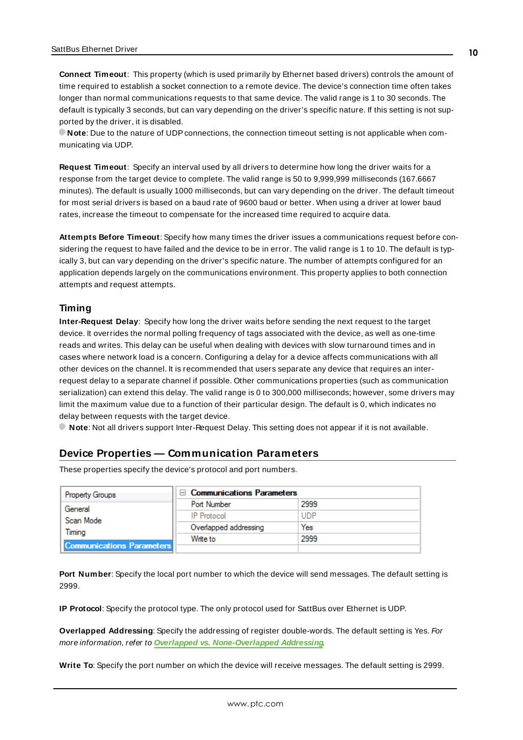**Connect Timeout**: This property (which is used primarily by Ethernet based drivers) controls the amount of time required to establish a socket connection to a remote device. The device's connection time often takes longer than normal communications requests to that same device. The valid range is 1 to 30 seconds. The default is typically 3 seconds, but can vary depending on the driver's specific nature. If this setting is not supported by the driver, it is disabled.

**Note**: Due to the nature of UDP connections, the connection timeout setting is not applicable when communicating via UDP.

**Request Timeout**: Specify an interval used by all drivers to determine how long the driver waits for a response from the target device to complete. The valid range is 50 to 9,999,999 milliseconds (167.6667 minutes). The default is usually 1000 milliseconds, but can vary depending on the driver. The default timeout for most serial drivers is based on a baud rate of 9600 baud or better. When using a driver at lower baud rates, increase the timeout to compensate for the increased time required to acquire data.

**Attempts Before Timeout**: Specify how many times the driver issues a communications request before considering the request to have failed and the device to be in error. The valid range is 1 to 10. The default is typically 3, but can vary depending on the driver's specific nature. The number of attempts configured for an application depends largely on the communications environment. This property applies to both connection attempts and request attempts.

### Timing

**Inter-Request Delay**: Specify how long the driver waits before sending the next request to the target device. It overrides the normal polling frequency of tags associated with the device, as well as one-time reads and writes. This delay can be useful when dealing with devices with slow turnaround times and in cases where network load is a concern. Configuring a delay for a device affects communications with all other devices on the channel. It is recommended that users separate any device that requires an inter-request delay to a separate channel if possible. Other communications properties (such as communication serialization) can extend this delay. The valid range is 0 to 300,000 milliseconds; however, some drivers may limit the maximum value due to a function of their particular design. The default is 0, which indicates no delay between requests with the target device.

**Note**: Not all drivers support Inter-Request Delay. This setting does not appear if it is not available.

## Device Properties — Communication Parameters

These properties specify the device's protocol and port numbers.

| Property Groups | Communications Parameters | |
|---|---|---|
| General | Port Number | 2999 |
| Scan Mode | IP Protocol | UDP |
| Timing | Overlapped addressing | Yes |
| Communications Parameters | Write to | 2999 |

**Port Number**: Specify the local port number to which the device will send messages. The default setting is 2999.

**IP Protocol**: Specify the protocol type. The only protocol used for SattBus over Ethernet is UDP.

**Overlapped Addressing**: Specify the addressing of register double-words. The default setting is Yes. *For more information, refer to* ***Overlapped vs. None-Overlapped Addressing***.

**Write To**: Specify the port number on which the device will receive messages. The default setting is 2999.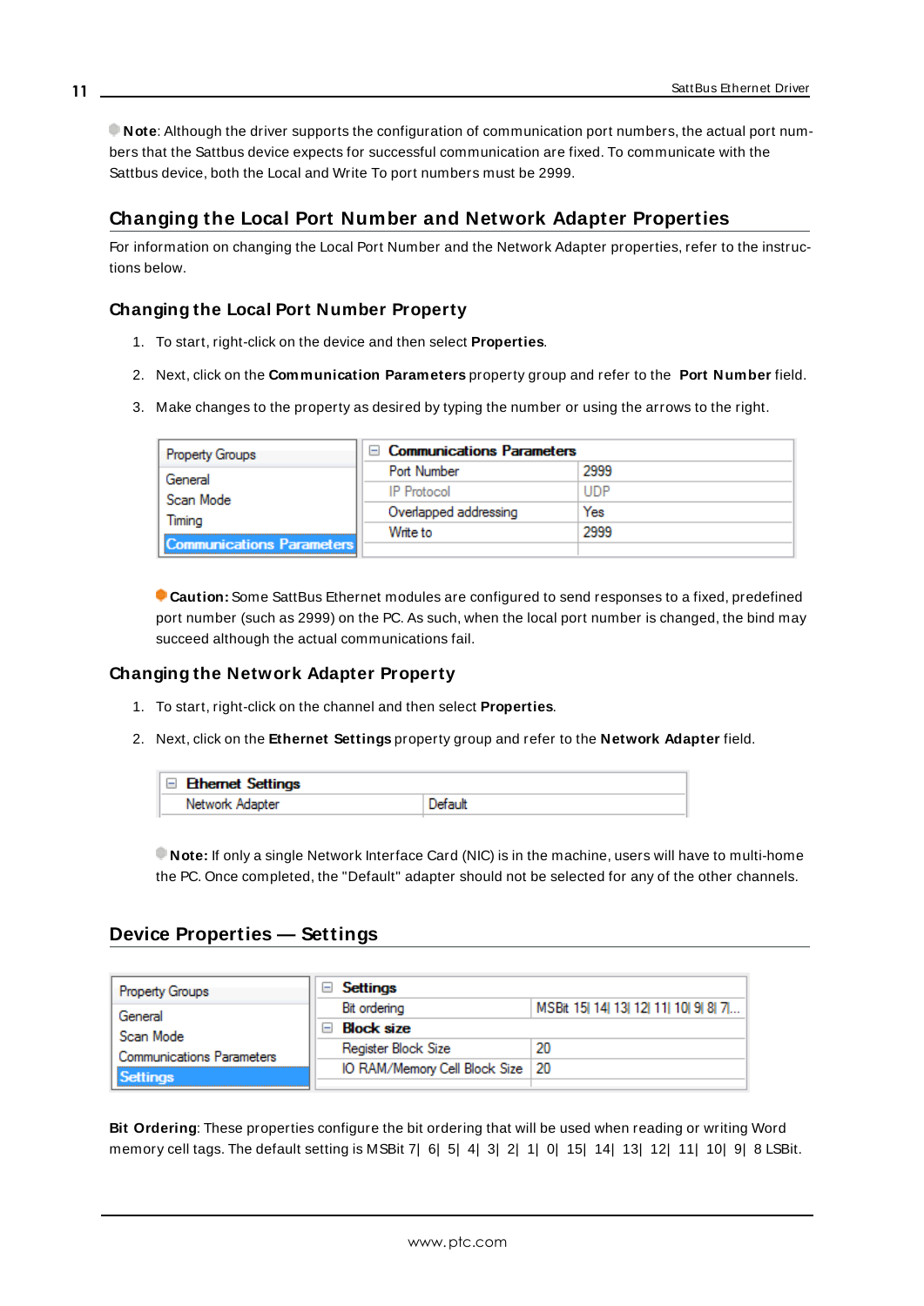**Note**: Although the driver supports the configuration of communication port numbers, the actual port numbers that the Sattbus device expects for successful communication are fixed. To communicate with the Sattbus device, both the Local and Write To port numbers must be 2999.

## Changing the Local Port Number and Network Adapter Properties

For information on changing the Local Port Number and the Network Adapter properties, refer to the instructions below.

### Changing the Local Port Number Property

1. To start, right-click on the device and then select **Properties**.
2. Next, click on the **Communication Parameters** property group and refer to the **Port Number** field.
3. Make changes to the property as desired by typing the number or using the arrows to the right.

| Property Groups | Communications Parameters | |
|---|---|---|
| General | Port Number | 2999 |
| Scan Mode | IP Protocol | UDP |
| Timing | Overlapped addressing | Yes |
| Communications Parameters | Write to | 2999 |

**Caution:** Some SattBus Ethernet modules are configured to send responses to a fixed, predefined port number (such as 2999) on the PC. As such, when the local port number is changed, the bind may succeed although the actual communications fail.

### Changing the Network Adapter Property

1. To start, right-click on the channel and then select **Properties**.
2. Next, click on the **Ethernet Settings** property group and refer to the **Network Adapter** field.

| Ethernet Settings | |
|---|---|
| Network Adapter | Default |

**Note:** If only a single Network Interface Card (NIC) is in the machine, users will have to multi-home the PC. Once completed, the "Default" adapter should not be selected for any of the other channels.

## Device Properties — Settings

| Property Groups | Settings | |
|---|---|---|
| General | Bit ordering | MSBit 15\| 14\| 13\| 12\| 11\| 10\| 9\| 8\| 7\|... |
| Scan Mode | Block size | |
| Communications Parameters | Register Block Size | 20 |
| Settings | IO RAM/Memory Cell Block Size | 20 |

**Bit Ordering**: These properties configure the bit ordering that will be used when reading or writing Word memory cell tags. The default setting is MSBit 7| 6| 5| 4| 3| 2| 1| 0| 15| 14| 13| 12| 11| 10| 9| 8 LSBit.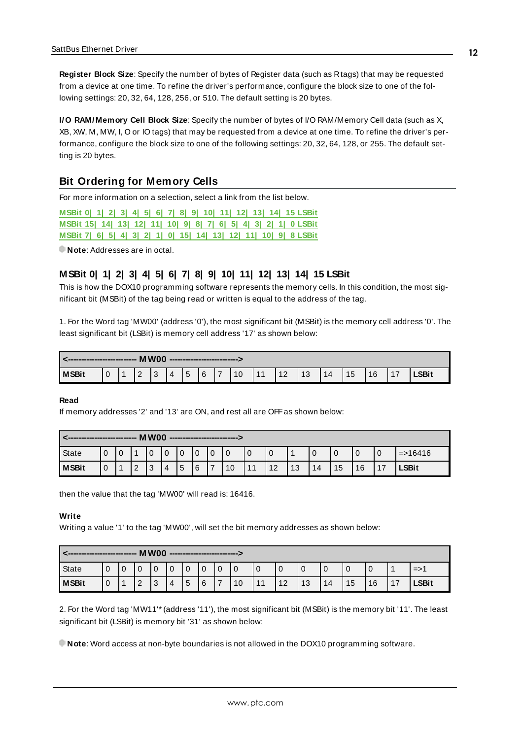**Register Block Size**: Specify the number of bytes of Register data (such as R tags) that may be requested from a device at one time. To refine the driver's performance, configure the block size to one of the following settings: 20, 32, 64, 128, 256, or 510. The default setting is 20 bytes.

**I/O RAM/Memory Cell Block Size**: Specify the number of bytes of I/O RAM/Memory Cell data (such as X, XB, XW, M, MW, I, O or IO tags) that may be requested from a device at one time. To refine the driver's performance, configure the block size to one of the following settings: 20, 32, 64, 128, or 255. The default setting is 20 bytes.

## Bit Ordering for Memory Cells

For more information on a selection, select a link from the list below.

MSBit 0| 1| 2| 3| 4| 5| 6| 7| 8| 9| 10| 11| 12| 13| 14| 15 LSBit
MSBit 15| 14| 13| 12| 11| 10| 9| 8| 7| 6| 5| 4| 3| 2| 1| 0 LSBit
MSBit 7| 6| 5| 4| 3| 2| 1| 0| 15| 14| 13| 12| 11| 10| 9| 8 LSBit

**Note**: Addresses are in octal.

### MSBit 0| 1| 2| 3| 4| 5| 6| 7| 8| 9| 10| 11| 12| 13| 14| 15 LSBit

This is how the DOX10 programming software represents the memory cells. In this condition, the most significant bit (MSBit) of the tag being read or written is equal to the address of the tag.

1. For the Word tag 'MW00' (address '0'), the most significant bit (MSBit) is the memory cell address '0'. The least significant bit (LSBit) is memory cell address '17' as shown below:

| <-------------------------- MW00 --------------------------> | | | | | | | | | | | | | | | | | |
|---|---|---|---|---|---|---|---|---|---|---|---|---|---|---|---|---|---|
| **MSBit** | 0 | 1 | 2 | 3 | 4 | 5 | 6 | 7 | 10 | 11 | 12 | 13 | 14 | 15 | 16 | 17 | **LSBit** |

**Read**

If memory addresses '2' and '13' are ON, and rest all are OFF as shown below:

| <-------------------------- MW00 --------------------------> | | | | | | | | | | | | | | | | | |
|---|---|---|---|---|---|---|---|---|---|---|---|---|---|---|---|---|---|
| State | 0 | 0 | 1 | 0 | 0 | 0 | 0 | 0 | 0 | 0 | 0 | 1 | 0 | 0 | 0 | 0 | =>16416 |
| **MSBit** | 0 | 1 | 2 | 3 | 4 | 5 | 6 | 7 | 10 | 11 | 12 | 13 | 14 | 15 | 16 | 17 | **LSBit** |

then the value that the tag 'MW00' will read is: 16416.

**Write**

Writing a value '1' to the tag 'MW00', will set the bit memory addresses as shown below:

| <-------------------------- MW00 --------------------------> | | | | | | | | | | | | | | | | | |
|---|---|---|---|---|---|---|---|---|---|---|---|---|---|---|---|---|---|
| State | 0 | 0 | 0 | 0 | 0 | 0 | 0 | 0 | 0 | 0 | 0 | 0 | 0 | 0 | 0 | 1 | =>1 |
| **MSBit** | 0 | 1 | 2 | 3 | 4 | 5 | 6 | 7 | 10 | 11 | 12 | 13 | 14 | 15 | 16 | 17 | **LSBit** |

2. For the Word tag 'MW11'* (address '11'), the most significant bit (MSBit) is the memory bit '11'. The least significant bit (LSBit) is memory bit '31' as shown below:

**Note**: Word access at non-byte boundaries is not allowed in the DOX10 programming software.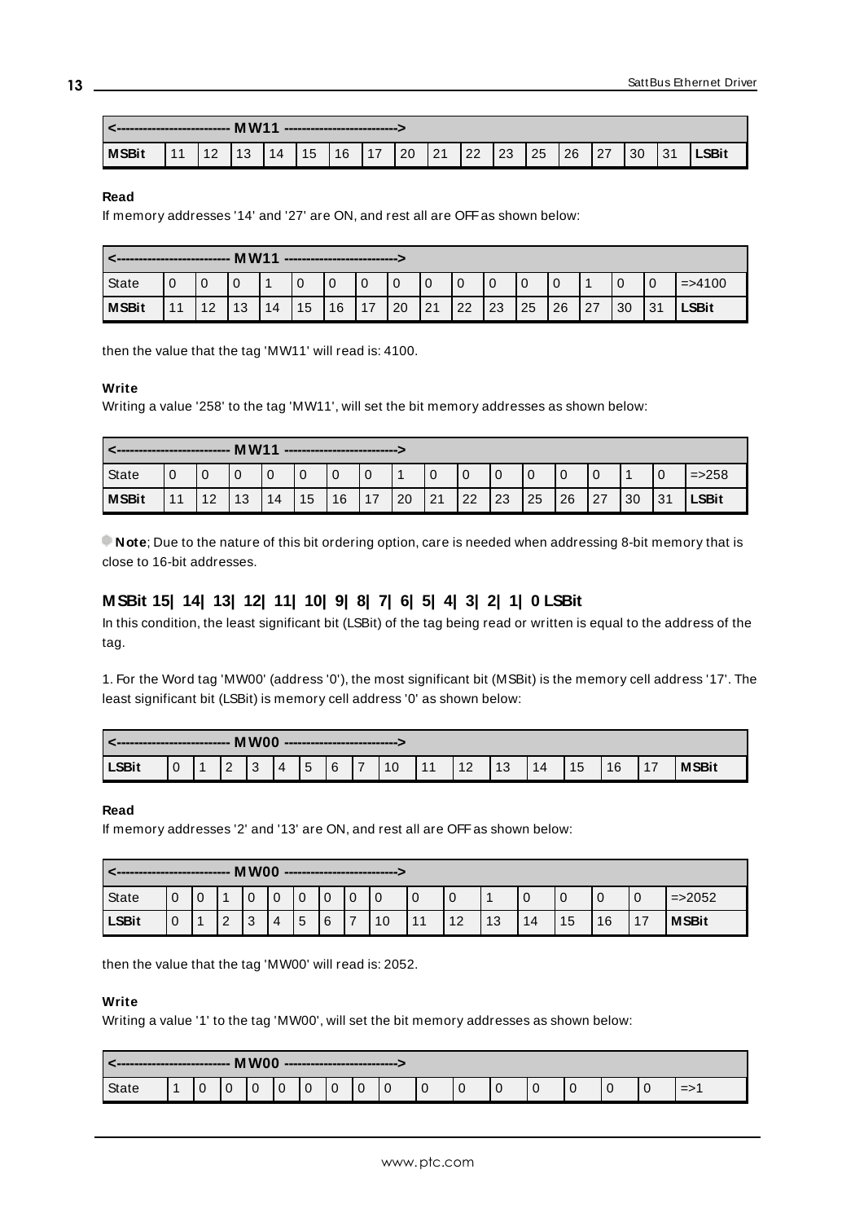| <------------------------- MW11 -------------------------> | | | | | | | | | | | | | | | | |
|---|---|---|---|---|---|---|---|---|---|---|---|---|---|---|---|---|
| **MSBit** | 11 | 12 | 13 | 14 | 15 | 16 | 17 | 20 | 21 | 22 | 23 | 25 | 26 | 27 | 30 | 31 | **LSBit** |

**Read**

If memory addresses '14' and '27' are ON, and rest all are OFF as shown below:

| <------------------------- MW11 -------------------------> | | | | | | | | | | | | | | | | | |
|---|---|---|---|---|---|---|---|---|---|---|---|---|---|---|---|---|---|
| State | 0 | 0 | 0 | 1 | 0 | 0 | 0 | 0 | 0 | 0 | 0 | 0 | 0 | 1 | 0 | 0 | =>4100 |
| **MSBit** | 11 | 12 | 13 | 14 | 15 | 16 | 17 | 20 | 21 | 22 | 23 | 25 | 26 | 27 | 30 | 31 | **LSBit** |

then the value that the tag 'MW11' will read is: 4100.

**Write**

Writing a value '258' to the tag 'MW11', will set the bit memory addresses as shown below:

| <------------------------- MW11 -------------------------> | | | | | | | | | | | | | | | | | |
|---|---|---|---|---|---|---|---|---|---|---|---|---|---|---|---|---|---|
| State | 0 | 0 | 0 | 0 | 0 | 0 | 0 | 1 | 0 | 0 | 0 | 0 | 0 | 0 | 1 | 0 | =>258 |
| **MSBit** | 11 | 12 | 13 | 14 | 15 | 16 | 17 | 20 | 21 | 22 | 23 | 25 | 26 | 27 | 30 | 31 | **LSBit** |

**Note**; Due to the nature of this bit ordering option, care is needed when addressing 8-bit memory that is close to 16-bit addresses.

## MSBit 15| 14| 13| 12| 11| 10| 9| 8| 7| 6| 5| 4| 3| 2| 1| 0 LSBit

In this condition, the least significant bit (LSBit) of the tag being read or written is equal to the address of the tag.

1. For the Word tag 'MW00' (address '0'), the most significant bit (MSBit) is the memory cell address '17'. The least significant bit (LSBit) is memory cell address '0' as shown below:

| <------------------------- MW00 -------------------------> | | | | | | | | | | | | | | | | | |
|---|---|---|---|---|---|---|---|---|---|---|---|---|---|---|---|---|---|
| **LSBit** | 0 | 1 | 2 | 3 | 4 | 5 | 6 | 7 | 10 | 11 | 12 | 13 | 14 | 15 | 16 | 17 | **MSBit** |

**Read**

If memory addresses '2' and '13' are ON, and rest all are OFF as shown below:

| <------------------------- MW00 -------------------------> | | | | | | | | | | | | | | | | | |
|---|---|---|---|---|---|---|---|---|---|---|---|---|---|---|---|---|---|
| State | 0 | 0 | 1 | 0 | 0 | 0 | 0 | 0 | 0 | 0 | 0 | 1 | 0 | 0 | 0 | 0 | =>2052 |
| **LSBit** | 0 | 1 | 2 | 3 | 4 | 5 | 6 | 7 | 10 | 11 | 12 | 13 | 14 | 15 | 16 | 17 | **MSBit** |

then the value that the tag 'MW00' will read is: 2052.

**Write**

Writing a value '1' to the tag 'MW00', will set the bit memory addresses as shown below:

| <------------------------- MW00 -------------------------> | | | | | | | | | | | | | | | | | |
|---|---|---|---|---|---|---|---|---|---|---|---|---|---|---|---|---|---|
| State | 1 | 0 | 0 | 0 | 0 | 0 | 0 | 0 | 0 | 0 | 0 | 0 | 0 | 0 | 0 | 0 | =>1 |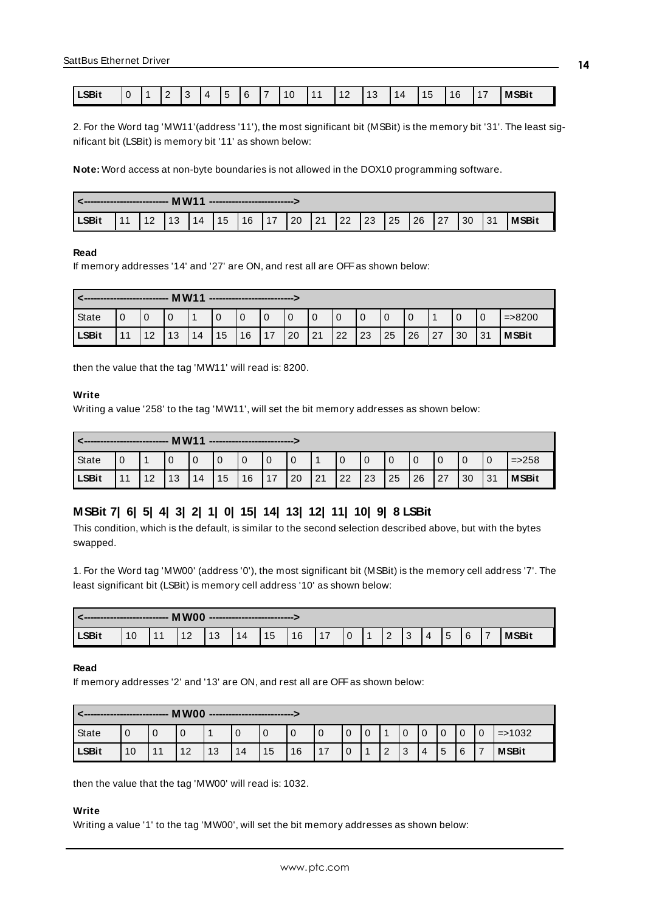| LSBit | 0 | 1 | 2 | 3 | 4 | 5 | 6 | 7 | 10 | 11 | 12 | 13 | 14 | 15 | 16 | 17 | MSBit |
|---|---|---|---|---|---|---|---|---|---|---|---|---|---|---|---|---|---|

2. For the Word tag 'MW11'(address '11'), the most significant bit (MSBit) is the memory bit '31'. The least significant bit (LSBit) is memory bit '11' as shown below:

**Note:** Word access at non-byte boundaries is not allowed in the DOX10 programming software.

| <-------------------------- MW11 --------------------------> | | | | | | | | | | | | | | | | | |
|---|---|---|---|---|---|---|---|---|---|---|---|---|---|---|---|---|---|
| LSBit | 11 | 12 | 13 | 14 | 15 | 16 | 17 | 20 | 21 | 22 | 23 | 25 | 26 | 27 | 30 | 31 | MSBit |

**Read**

If memory addresses '14' and '27' are ON, and rest all are OFF as shown below:

| <-------------------------- MW11 --------------------------> | | | | | | | | | | | | | | | | | |
|---|---|---|---|---|---|---|---|---|---|---|---|---|---|---|---|---|---|
| State | 0 | 0 | 0 | 1 | 0 | 0 | 0 | 0 | 0 | 0 | 0 | 0 | 0 | 1 | 0 | 0 | =>8200 |
| LSBit | 11 | 12 | 13 | 14 | 15 | 16 | 17 | 20 | 21 | 22 | 23 | 25 | 26 | 27 | 30 | 31 | MSBit |

then the value that the tag 'MW11' will read is: 8200.

**Write**

Writing a value '258' to the tag 'MW11', will set the bit memory addresses as shown below:

| <-------------------------- MW11 --------------------------> | | | | | | | | | | | | | | | | | |
|---|---|---|---|---|---|---|---|---|---|---|---|---|---|---|---|---|---|
| State | 0 | 1 | 0 | 0 | 0 | 0 | 0 | 0 | 1 | 0 | 0 | 0 | 0 | 0 | 0 | 0 | =>258 |
| LSBit | 11 | 12 | 13 | 14 | 15 | 16 | 17 | 20 | 21 | 22 | 23 | 25 | 26 | 27 | 30 | 31 | MSBit |

## MSBit 7| 6| 5| 4| 3| 2| 1| 0| 15| 14| 13| 12| 11| 10| 9| 8 LSBit

This condition, which is the default, is similar to the second selection described above, but with the bytes swapped.

1. For the Word tag 'MW00' (address '0'), the most significant bit (MSBit) is the memory cell address '7'. The least significant bit (LSBit) is memory cell address '10' as shown below:

| <-------------------------- MW00 --------------------------> | | | | | | | | | | | | | | | | | |
|---|---|---|---|---|---|---|---|---|---|---|---|---|---|---|---|---|---|
| LSBit | 10 | 11 | 12 | 13 | 14 | 15 | 16 | 17 | 0 | 1 | 2 | 3 | 4 | 5 | 6 | 7 | MSBit |

**Read**

If memory addresses '2' and '13' are ON, and rest all are OFF as shown below:

| <-------------------------- MW00 --------------------------> | | | | | | | | | | | | | | | | | |
|---|---|---|---|---|---|---|---|---|---|---|---|---|---|---|---|---|---|
| State | 0 | 0 | 0 | 1 | 0 | 0 | 0 | 0 | 0 | 0 | 1 | 0 | 0 | 0 | 0 | 0 | =>1032 |
| LSBit | 10 | 11 | 12 | 13 | 14 | 15 | 16 | 17 | 0 | 1 | 2 | 3 | 4 | 5 | 6 | 7 | MSBit |

then the value that the tag 'MW00' will read is: 1032.

**Write**

Writing a value '1' to the tag 'MW00', will set the bit memory addresses as shown below: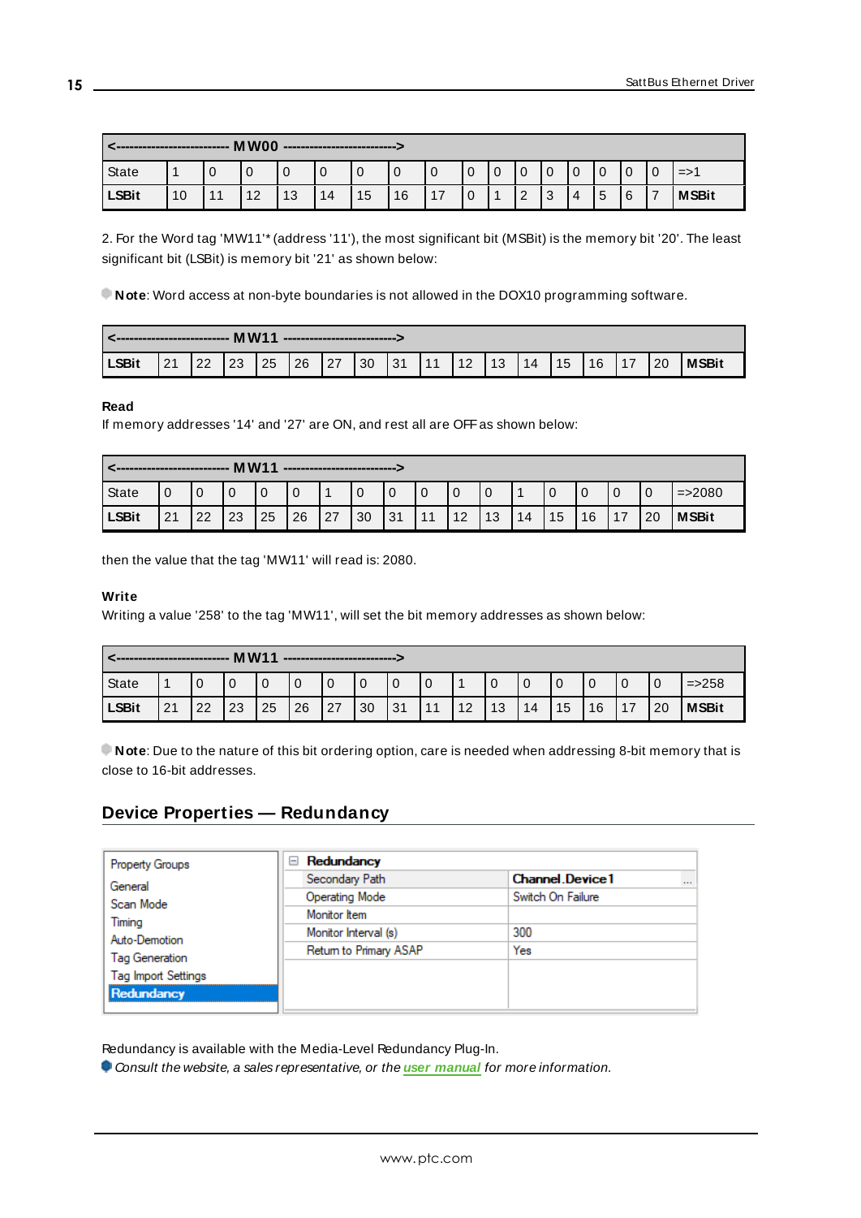| <-------------------------- MW00 --------------------------> | | | | | | | | | | | | | | | | | |
|---|---|---|---|---|---|---|---|---|---|---|---|---|---|---|---|---|---|
| State | 1 | 0 | 0 | 0 | 0 | 0 | 0 | 0 | 0 | 0 | 0 | 0 | 0 | 0 | 0 | 0 | =>1 |
| **LSBit** | 10 | 11 | 12 | 13 | 14 | 15 | 16 | 17 | 0 | 1 | 2 | 3 | 4 | 5 | 6 | 7 | **MSBit** |

2. For the Word tag 'MW11'* (address '11'), the most significant bit (MSBit) is the memory bit '20'. The least significant bit (LSBit) is memory bit '21' as shown below:

**Note**: Word access at non-byte boundaries is not allowed in the DOX10 programming software.

| <-------------------------- MW11 --------------------------> | | | | | | | | | | | | | | | | | |
|---|---|---|---|---|---|---|---|---|---|---|---|---|---|---|---|---|---|
| **LSBit** | 21 | 22 | 23 | 25 | 26 | 27 | 30 | 31 | 11 | 12 | 13 | 14 | 15 | 16 | 17 | 20 | **MSBit** |

**Read**

If memory addresses '14' and '27' are ON, and rest all are OFF as shown below:

| <-------------------------- MW11 --------------------------> | | | | | | | | | | | | | | | | | |
|---|---|---|---|---|---|---|---|---|---|---|---|---|---|---|---|---|---|
| State | 0 | 0 | 0 | 0 | 0 | 1 | 0 | 0 | 0 | 0 | 0 | 1 | 0 | 0 | 0 | 0 | =>2080 |
| **LSBit** | 21 | 22 | 23 | 25 | 26 | 27 | 30 | 31 | 11 | 12 | 13 | 14 | 15 | 16 | 17 | 20 | **MSBit** |

then the value that the tag 'MW11' will read is: 2080.

**Write**

Writing a value '258' to the tag 'MW11', will set the bit memory addresses as shown below:

| <-------------------------- MW11 --------------------------> | | | | | | | | | | | | | | | | | |
|---|---|---|---|---|---|---|---|---|---|---|---|---|---|---|---|---|---|
| State | 1 | 0 | 0 | 0 | 0 | 0 | 0 | 0 | 0 | 1 | 0 | 0 | 0 | 0 | 0 | 0 | =>258 |
| **LSBit** | 21 | 22 | 23 | 25 | 26 | 27 | 30 | 31 | 11 | 12 | 13 | 14 | 15 | 16 | 17 | 20 | **MSBit** |

**Note**: Due to the nature of this bit ordering option, care is needed when addressing 8-bit memory that is close to 16-bit addresses.

## Device Properties — Redundancy

| Property Groups | Redundancy | |
|---|---|---|
| General | Secondary Path | **Channel.Device1** |
| Scan Mode | Operating Mode | Switch On Failure |
| Timing | Monitor Item | |
| Auto-Demotion | Monitor Interval (s) | 300 |
| Tag Generation | Return to Primary ASAP | Yes |
| Tag Import Settings | | |
| **Redundancy** | | |

Redundancy is available with the Media-Level Redundancy Plug-In.

*Consult the website, a sales representative, or the* ***user manual*** *for more information.*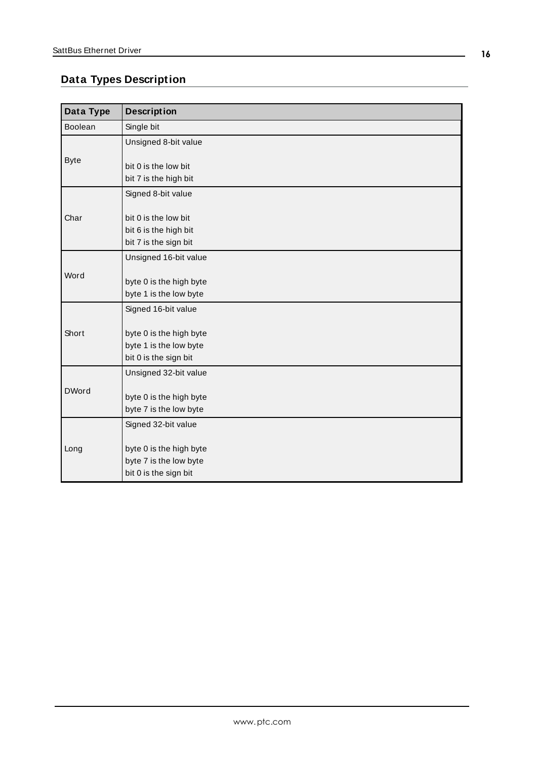## Data Types Description

| Data Type | Description |
|---|---|
| Boolean | Single bit |
| Byte | Unsigned 8-bit value<br><br>bit 0 is the low bit<br>bit 7 is the high bit |
| Char | Signed 8-bit value<br><br>bit 0 is the low bit<br>bit 6 is the high bit<br>bit 7 is the sign bit |
| Word | Unsigned 16-bit value<br><br>byte 0 is the high byte<br>byte 1 is the low byte |
| Short | Signed 16-bit value<br><br>byte 0 is the high byte<br>byte 1 is the low byte<br>bit 0 is the sign bit |
| DWord | Unsigned 32-bit value<br><br>byte 0 is the high byte<br>byte 7 is the low byte |
| Long | Signed 32-bit value<br><br>byte 0 is the high byte<br>byte 7 is the low byte<br>bit 0 is the sign bit |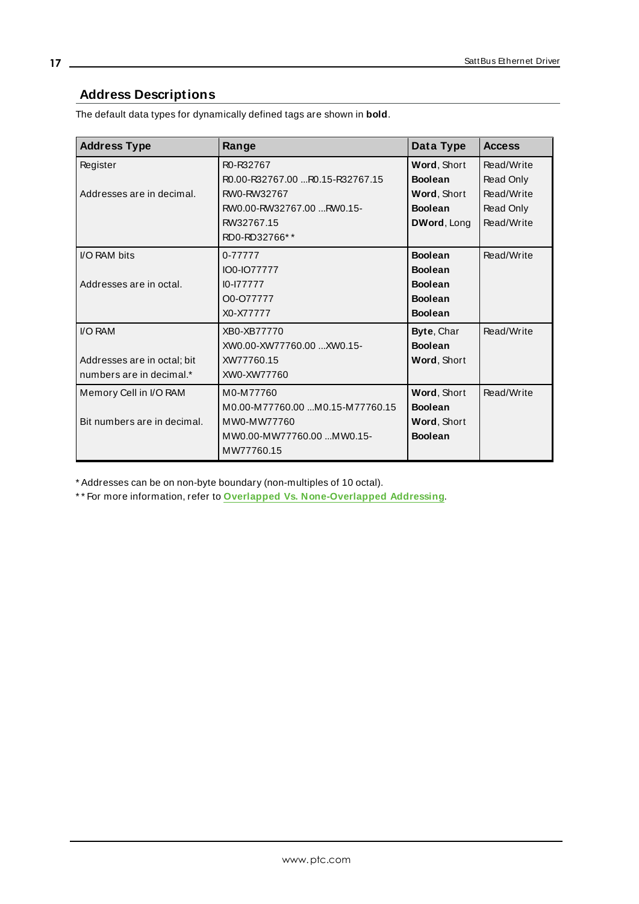## Address Descriptions

The default data types for dynamically defined tags are shown in **bold**.

| Address Type | Range | Data Type | Access |
|---|---|---|---|
| Register<br><br>Addresses are in decimal. | R0-R32767<br>R0.00-R32767.00 ...R0.15-R32767.15<br>RW0-RW32767<br>RW0.00-RW32767.00 ...RW0.15-RW32767.15<br>RD0-RD32766** | **Word**, Short<br>**Boolean**<br>**Word**, Short<br>**Boolean**<br>**DWord**, Long | Read/Write<br>Read Only<br>Read/Write<br>Read Only<br>Read/Write |
| I/O RAM bits<br><br>Addresses are in octal. | 0-77777<br>IO0-IO77777<br>I0-I77777<br>O0-O77777<br>X0-X77777 | **Boolean**<br>**Boolean**<br>**Boolean**<br>**Boolean**<br>**Boolean** | Read/Write |
| I/O RAM<br><br>Addresses are in octal; bit numbers are in decimal.* | XB0-XB77770<br>XW0.00-XW77760.00 ...XW0.15-XW77760.15<br>XW0-XW77760 | **Byte**, Char<br>**Boolean**<br>**Word**, Short | Read/Write |
| Memory Cell in I/O RAM<br><br>Bit numbers are in decimal. | M0-M77760<br>M0.00-M77760.00 ...M0.15-M77760.15<br>MW0-MW77760<br>MW0.00-MW77760.00 ...MW0.15-MW77760.15 | **Word**, Short<br>**Boolean**<br>**Word**, Short<br>**Boolean** | Read/Write |

* Addresses can be on non-byte boundary (non-multiples of 10 octal).

** For more information, refer to **Overlapped Vs. None-Overlapped Addressing**.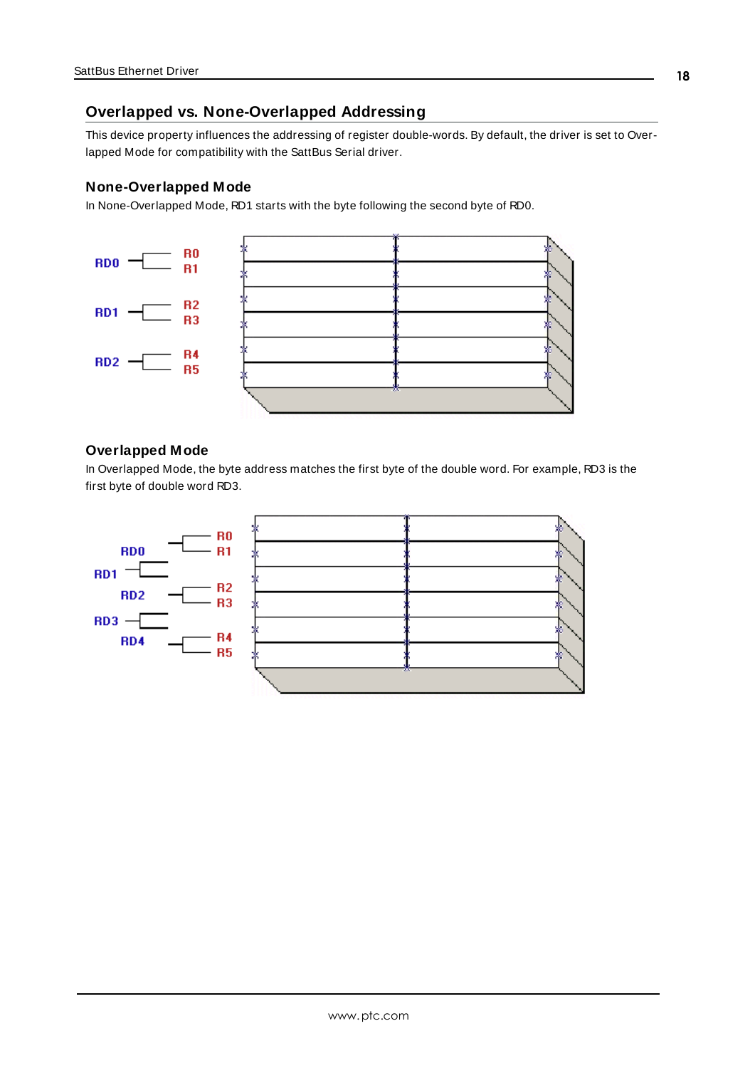## Overlapped vs. None-Overlapped Addressing

This device property influences the addressing of register double-words. By default, the driver is set to Overlapped Mode for compatibility with the SattBus Serial driver.

### None-Overlapped Mode

In None-Overlapped Mode, RD1 starts with the byte following the second byte of RD0.

RD0 — R0, R1
RD1 — R2, R3
RD2 — R4, R5

### Overlapped Mode

In Overlapped Mode, the byte address matches the first byte of the double word. For example, RD3 is the first byte of double word RD3.

RD0 — R0, R1
RD1
RD2 — R2, R3
RD3
RD4 — R4, R5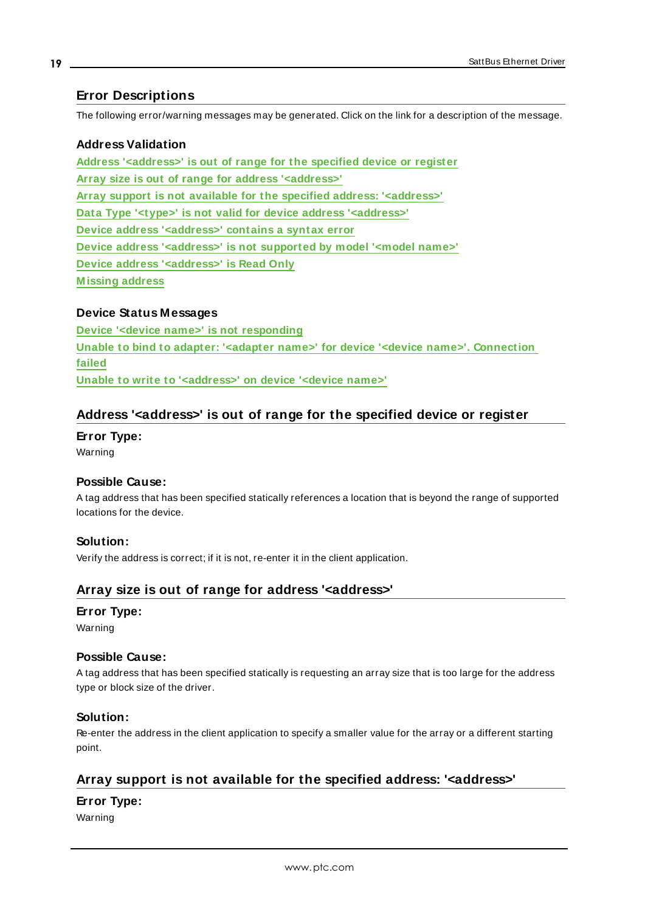# Error Descriptions

The following error/warning messages may be generated. Click on the link for a description of the message.

### Address Validation

Address '<address>' is out of range for the specified device or register
Array size is out of range for address '<address>'
Array support is not available for the specified address: '<address>'
Data Type '<type>' is not valid for device address '<address>'
Device address '<address>' contains a syntax error
Device address '<address>' is not supported by model '<model name>'
Device address '<address>' is Read Only
Missing address

### Device Status Messages

Device '<device name>' is not responding
Unable to bind to adapter: '<adapter name>' for device '<device name>'. Connection failed
Unable to write to '<address>' on device '<device name>'

## Address '<address>' is out of range for the specified device or register

**Error Type:**
Warning

**Possible Cause:**
A tag address that has been specified statically references a location that is beyond the range of supported locations for the device.

**Solution:**
Verify the address is correct; if it is not, re-enter it in the client application.

## Array size is out of range for address '<address>'

**Error Type:**
Warning

**Possible Cause:**
A tag address that has been specified statically is requesting an array size that is too large for the address type or block size of the driver.

**Solution:**
Re-enter the address in the client application to specify a smaller value for the array or a different starting point.

## Array support is not available for the specified address: '<address>'

**Error Type:**
Warning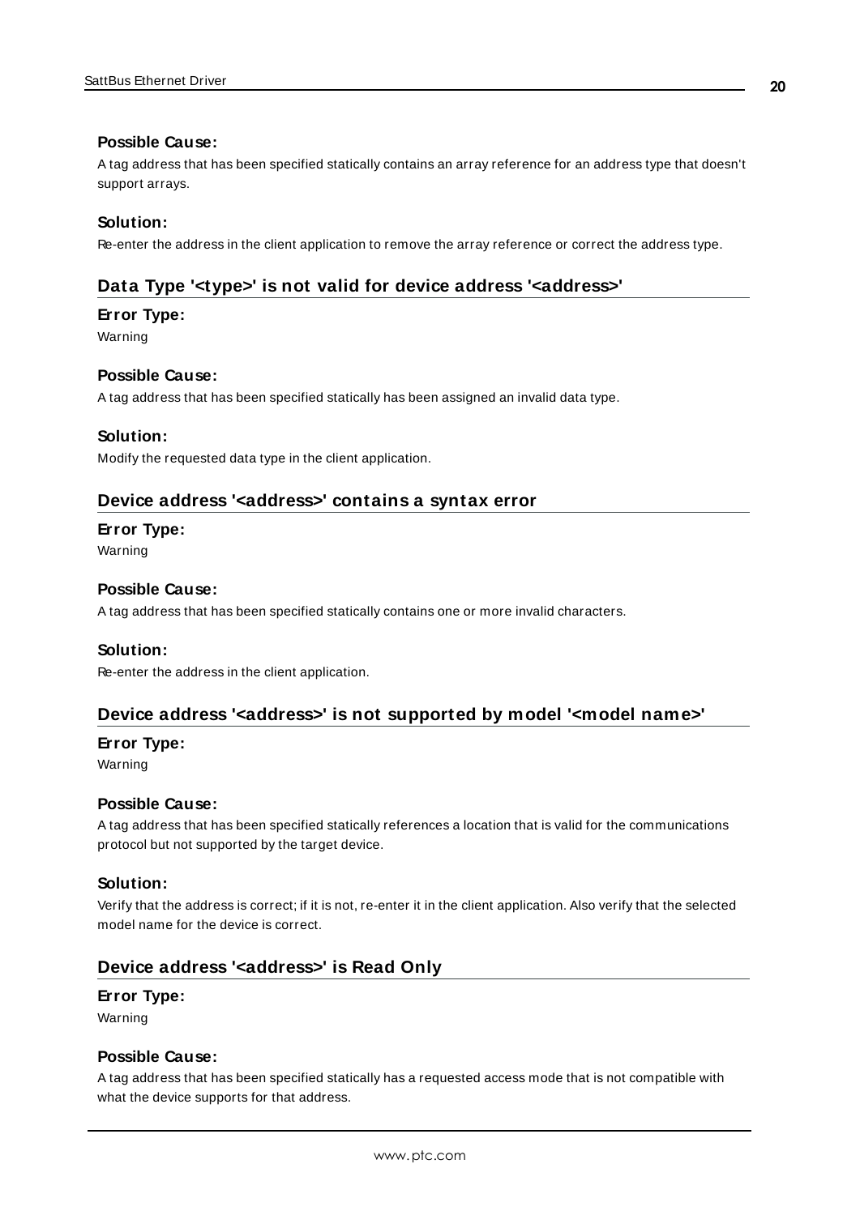#### Possible Cause:

A tag address that has been specified statically contains an array reference for an address type that doesn't support arrays.

#### Solution:

Re-enter the address in the client application to remove the array reference or correct the address type.

### Data Type '<type>' is not valid for device address '<address>'

#### Error Type:

Warning

#### Possible Cause:

A tag address that has been specified statically has been assigned an invalid data type.

#### Solution:

Modify the requested data type in the client application.

### Device address '<address>' contains a syntax error

#### Error Type:

Warning

#### Possible Cause:

A tag address that has been specified statically contains one or more invalid characters.

#### Solution:

Re-enter the address in the client application.

### Device address '<address>' is not supported by model '<model name>'

#### Error Type:

Warning

#### Possible Cause:

A tag address that has been specified statically references a location that is valid for the communications protocol but not supported by the target device.

#### Solution:

Verify that the address is correct; if it is not, re-enter it in the client application. Also verify that the selected model name for the device is correct.

### Device address '<address>' is Read Only

#### Error Type:

Warning

#### Possible Cause:

A tag address that has been specified statically has a requested access mode that is not compatible with what the device supports for that address.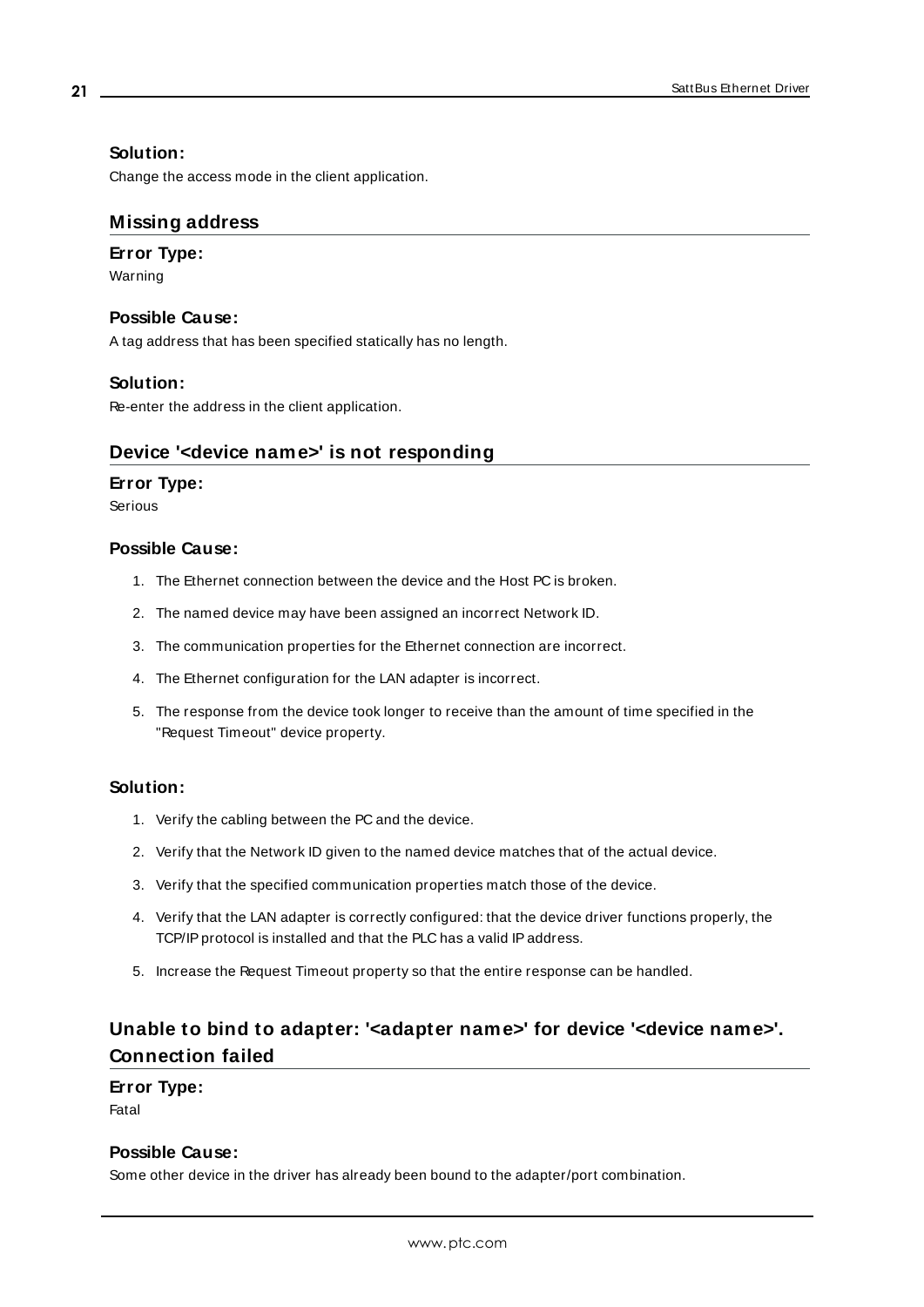### Solution:

Change the access mode in the client application.

## Missing address

### Error Type:

Warning

### Possible Cause:

A tag address that has been specified statically has no length.

### Solution:

Re-enter the address in the client application.

## Device '<device name>' is not responding

### Error Type:

Serious

### Possible Cause:

1. The Ethernet connection between the device and the Host PC is broken.
2. The named device may have been assigned an incorrect Network ID.
3. The communication properties for the Ethernet connection are incorrect.
4. The Ethernet configuration for the LAN adapter is incorrect.
5. The response from the device took longer to receive than the amount of time specified in the "Request Timeout" device property.

### Solution:

1. Verify the cabling between the PC and the device.
2. Verify that the Network ID given to the named device matches that of the actual device.
3. Verify that the specified communication properties match those of the device.
4. Verify that the LAN adapter is correctly configured: that the device driver functions properly, the TCP/IP protocol is installed and that the PLC has a valid IP address.
5. Increase the Request Timeout property so that the entire response can be handled.

## Unable to bind to adapter: '<adapter name>' for device '<device name>'. Connection failed

### Error Type:

Fatal

### Possible Cause:

Some other device in the driver has already been bound to the adapter/port combination.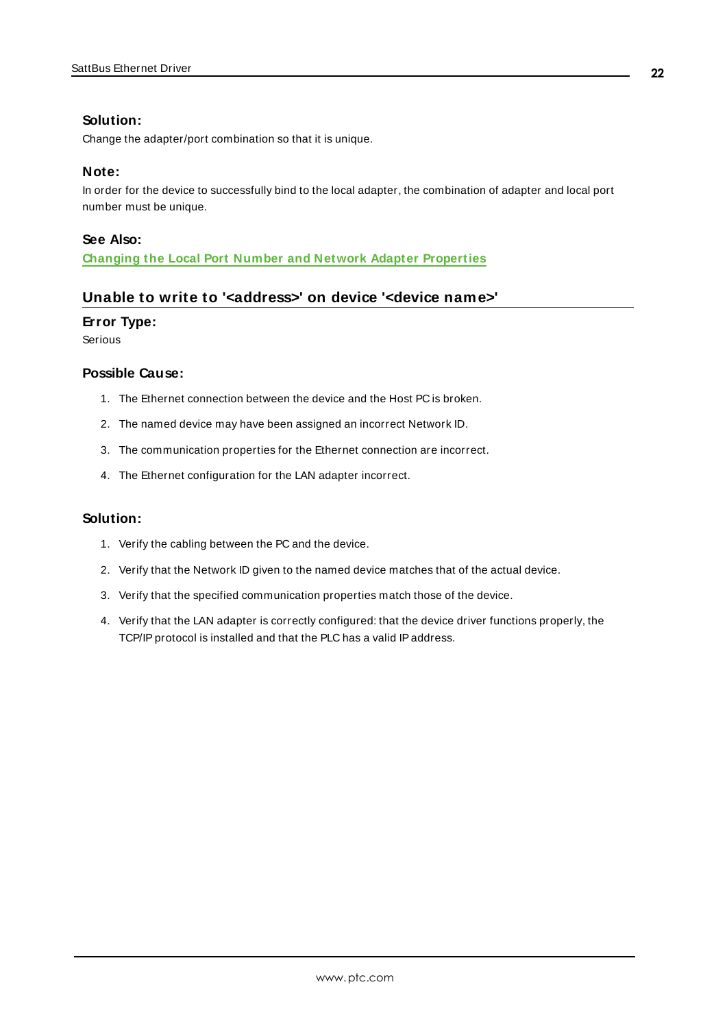#### Solution:

Change the adapter/port combination so that it is unique.

#### Note:

In order for the device to successfully bind to the local adapter, the combination of adapter and local port number must be unique.

#### See Also:

[Changing the Local Port Number and Network Adapter Properties]

## Unable to write to '<address>' on device '<device name>'

#### Error Type:

Serious

#### Possible Cause:

1. The Ethernet connection between the device and the Host PC is broken.
2. The named device may have been assigned an incorrect Network ID.
3. The communication properties for the Ethernet connection are incorrect.
4. The Ethernet configuration for the LAN adapter incorrect.

#### Solution:

1. Verify the cabling between the PC and the device.
2. Verify that the Network ID given to the named device matches that of the actual device.
3. Verify that the specified communication properties match those of the device.
4. Verify that the LAN adapter is correctly configured: that the device driver functions properly, the TCP/IP protocol is installed and that the PLC has a valid IP address.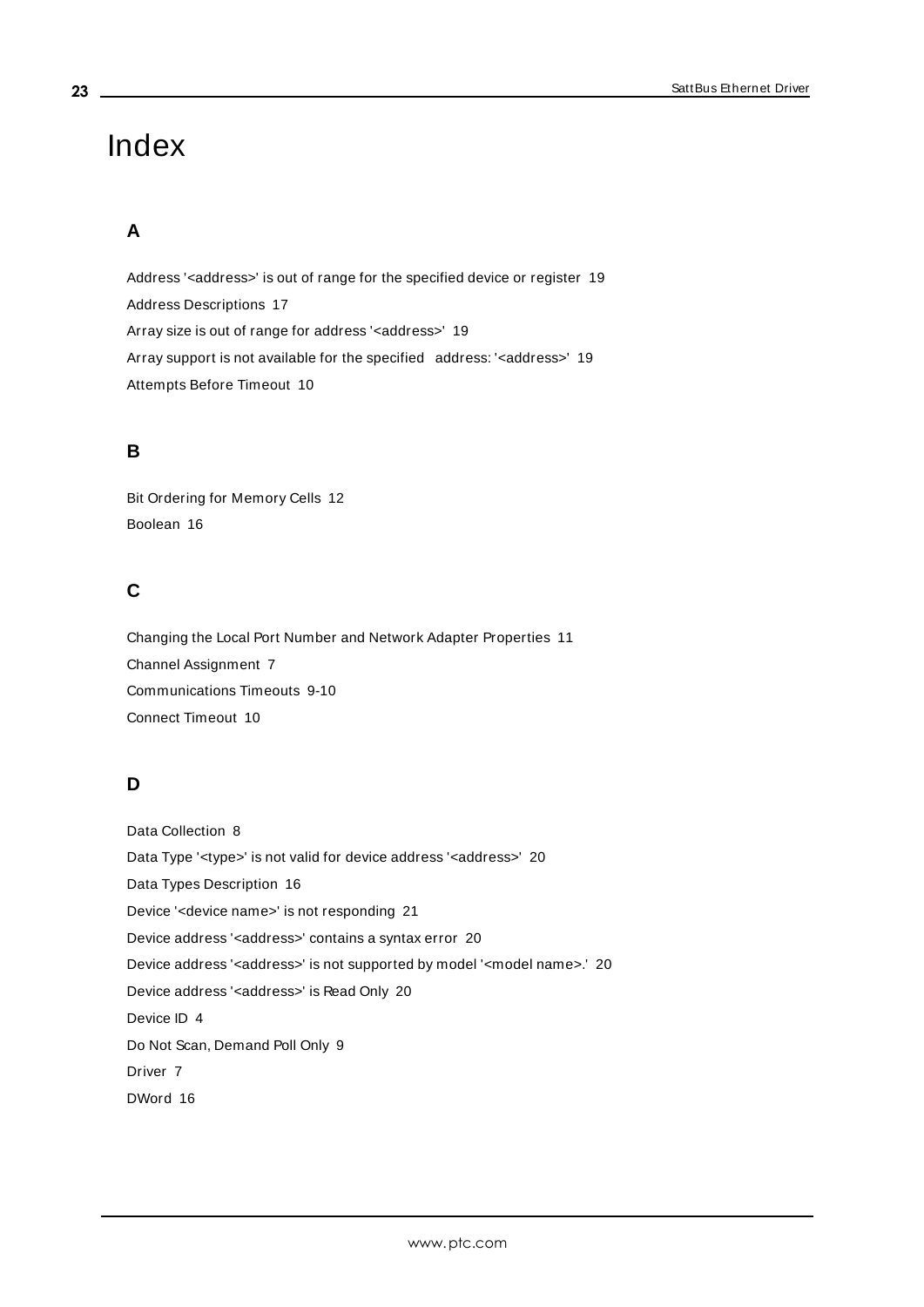# Index

## A

Address '<address>' is out of range for the specified device or register 19

Address Descriptions 17

Array size is out of range for address '<address>' 19

Array support is not available for the specified address: '<address>' 19

Attempts Before Timeout 10

## B

Bit Ordering for Memory Cells 12

Boolean 16

## C

Changing the Local Port Number and Network Adapter Properties 11

Channel Assignment 7

Communications Timeouts 9-10

Connect Timeout 10

## D

Data Collection 8

Data Type '<type>' is not valid for device address '<address>' 20

Data Types Description 16

Device '<device name>' is not responding 21

Device address '<address>' contains a syntax error 20

Device address '<address>' is not supported by model '<model name>.' 20

Device address '<address>' is Read Only 20

Device ID 4

Do Not Scan, Demand Poll Only 9

Driver 7

DWord 16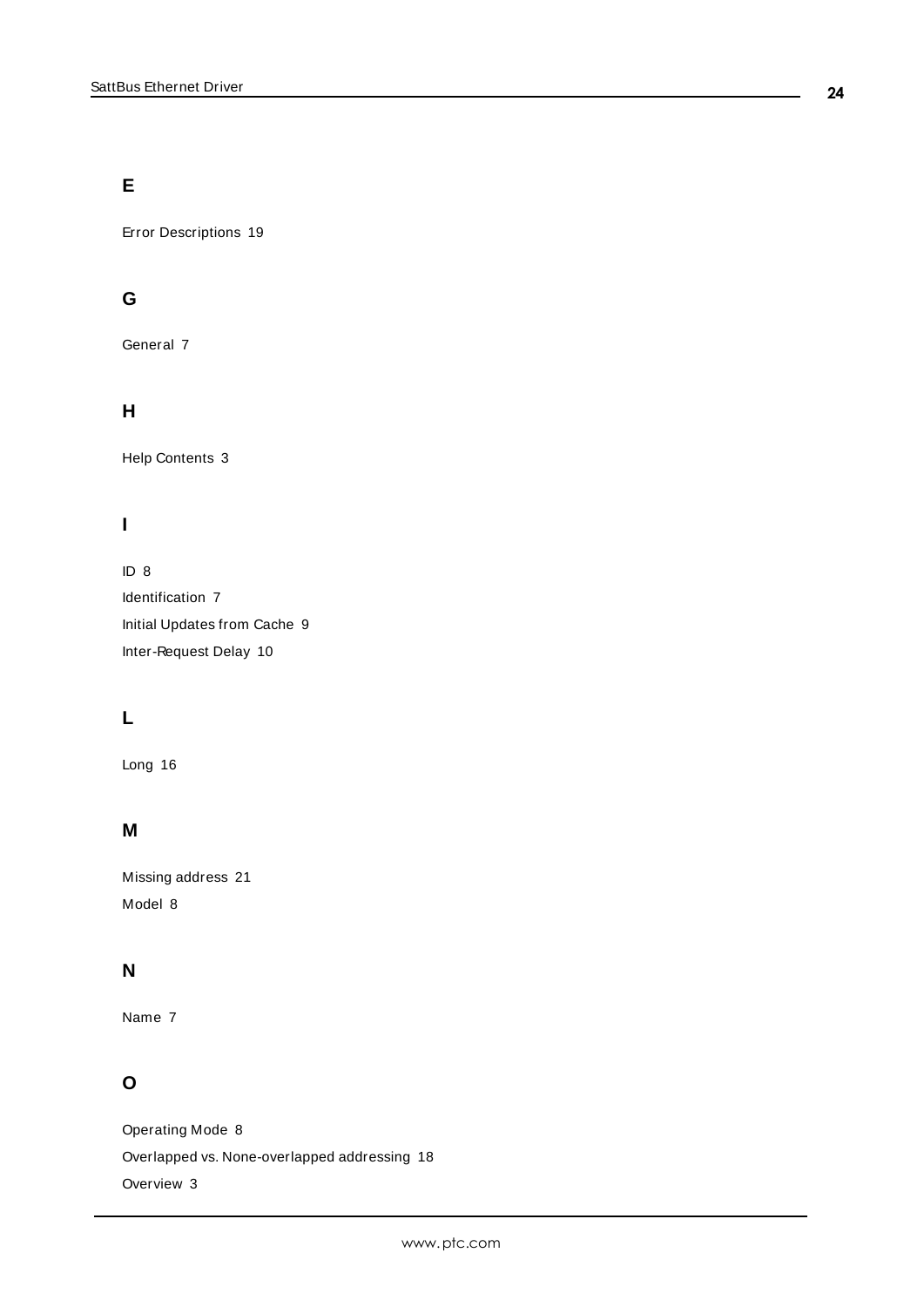## E

Error Descriptions 19

## G

General 7

## H

Help Contents 3

## I

ID 8

Identification 7

Initial Updates from Cache 9

Inter-Request Delay 10

## L

Long 16

## M

Missing address 21

Model 8

## N

Name 7

## O

Operating Mode 8

Overlapped vs. None-overlapped addressing 18

Overview 3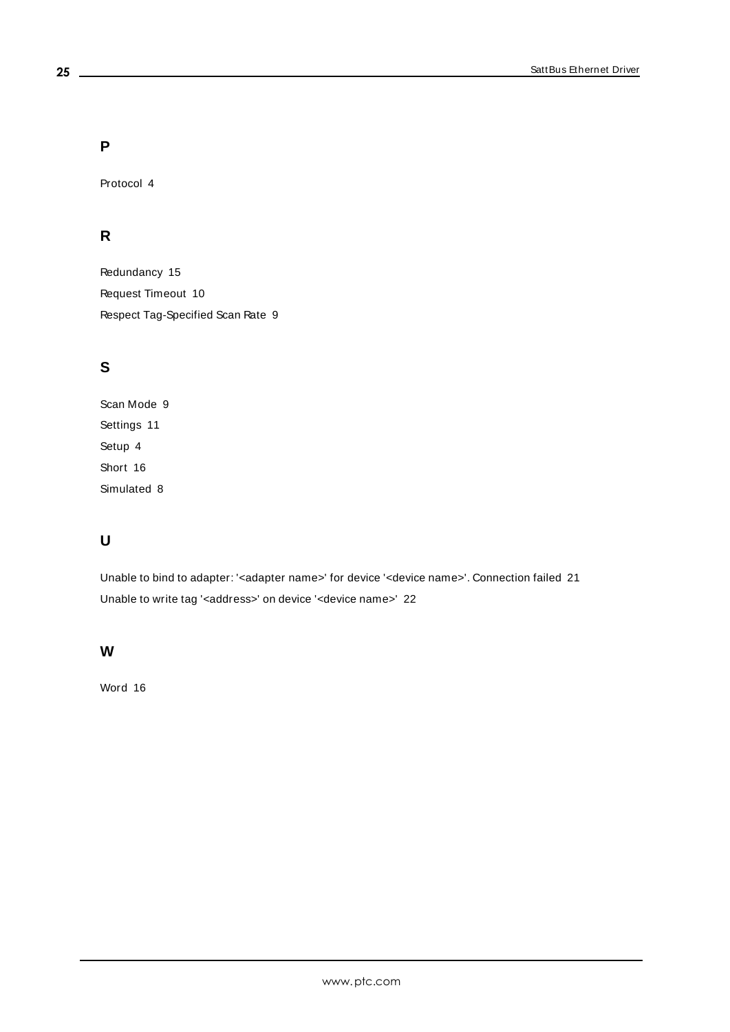## P

Protocol 4

## R

Redundancy 15

Request Timeout 10

Respect Tag-Specified Scan Rate 9

## S

Scan Mode 9

Settings 11

Setup 4

Short 16

Simulated 8

## U

Unable to bind to adapter: '<adapter name>' for device '<device name>'. Connection failed 21

Unable to write tag '<address>' on device '<device name>' 22

## W

Word 16